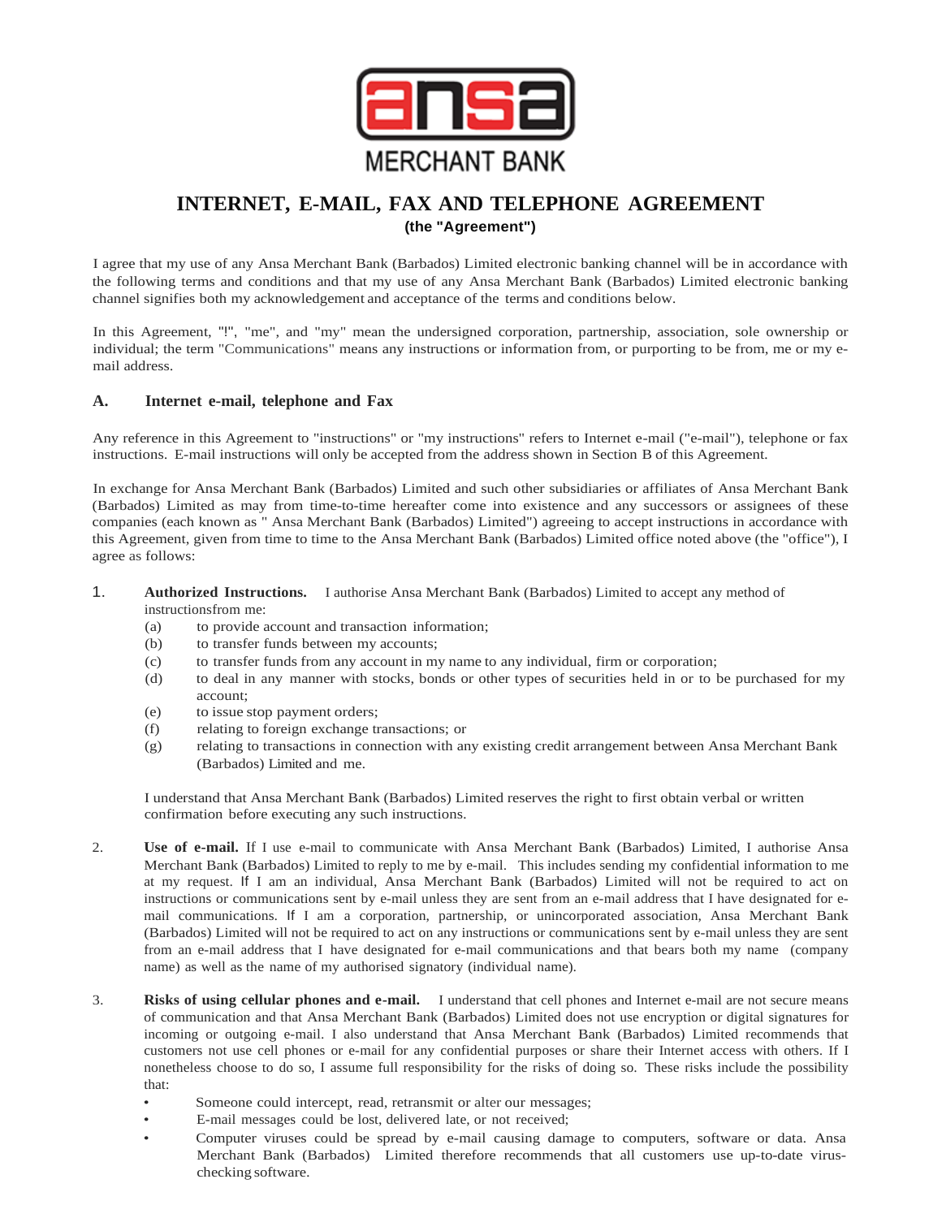ansa

MERCHANT BANK

# INTERNET, E-MAIL, FAX AND TELEPHONE AGREEMENT

**(the "Agreement")**

I agree that my use of any Ansa Merchant Bank (Barbados) Limited electronic banking channel will be in accordance with the following terms and conditions and that my use of any Ansa Merchant Bank (Barbados) Limited electronic banking channel signifies both my acknowledgement and acceptance of the terms and conditions below.

In this Agreement, "!", "me", and "my" mean the undersigned corporation, partnership, association, sole ownership or individual; the term "Communications" means any instructions or information from, or purporting to be from, me or my e-mail address.

## A. Internet e-mail, telephone and Fax

Any reference in this Agreement to "instructions" or "my instructions" refers to Internet e-mail ("e-mail"), telephone or fax instructions. E-mail instructions will only be accepted from the address shown in Section B of this Agreement.

In exchange for Ansa Merchant Bank (Barbados) Limited and such other subsidiaries or affiliates of Ansa Merchant Bank (Barbados) Limited as may from time-to-time hereafter come into existence and any successors or assignees of these companies (each known as " Ansa Merchant Bank (Barbados) Limited") agreeing to accept instructions in accordance with this Agreement, given from time to time to the Ansa Merchant Bank (Barbados) Limited office noted above (the "office"), I agree as follows:

1. **Authorized Instructions.** I authorise Ansa Merchant Bank (Barbados) Limited to accept any method of instructionsfrom me:
   - (a) to provide account and transaction information;
   - (b) to transfer funds between my accounts;
   - (c) to transfer funds from any account in my name to any individual, firm or corporation;
   - (d) to deal in any manner with stocks, bonds or other types of securities held in or to be purchased for my account;
   - (e) to issue stop payment orders;
   - (f) relating to foreign exchange transactions; or
   - (g) relating to transactions in connection with any existing credit arrangement between Ansa Merchant Bank (Barbados) Limited and me.

   I understand that Ansa Merchant Bank (Barbados) Limited reserves the right to first obtain verbal or written confirmation before executing any such instructions.

2. **Use of e-mail.** If I use e-mail to communicate with Ansa Merchant Bank (Barbados) Limited, I authorise Ansa Merchant Bank (Barbados) Limited to reply to me by e-mail. This includes sending my confidential information to me at my request. If I am an individual, Ansa Merchant Bank (Barbados) Limited will not be required to act on instructions or communications sent by e-mail unless they are sent from an e-mail address that I have designated for e-mail communications. If I am a corporation, partnership, or unincorporated association, Ansa Merchant Bank (Barbados) Limited will not be required to act on any instructions or communications sent by e-mail unless they are sent from an e-mail address that I have designated for e-mail communications and that bears both my name (company name) as well as the name of my authorised signatory (individual name).

3. **Risks of using cellular phones and e-mail.** I understand that cell phones and Internet e-mail are not secure means of communication and that Ansa Merchant Bank (Barbados) Limited does not use encryption or digital signatures for incoming or outgoing e-mail. I also understand that Ansa Merchant Bank (Barbados) Limited recommends that customers not use cell phones or e-mail for any confidential purposes or share their Internet access with others. If I nonetheless choose to do so, I assume full responsibility for the risks of doing so. These risks include the possibility that:
   - Someone could intercept, read, retransmit or alter our messages;
   - E-mail messages could be lost, delivered late, or not received;
   - Computer viruses could be spread by e-mail causing damage to computers, software or data. Ansa Merchant Bank (Barbados) Limited therefore recommends that all customers use up-to-date virus-checking software.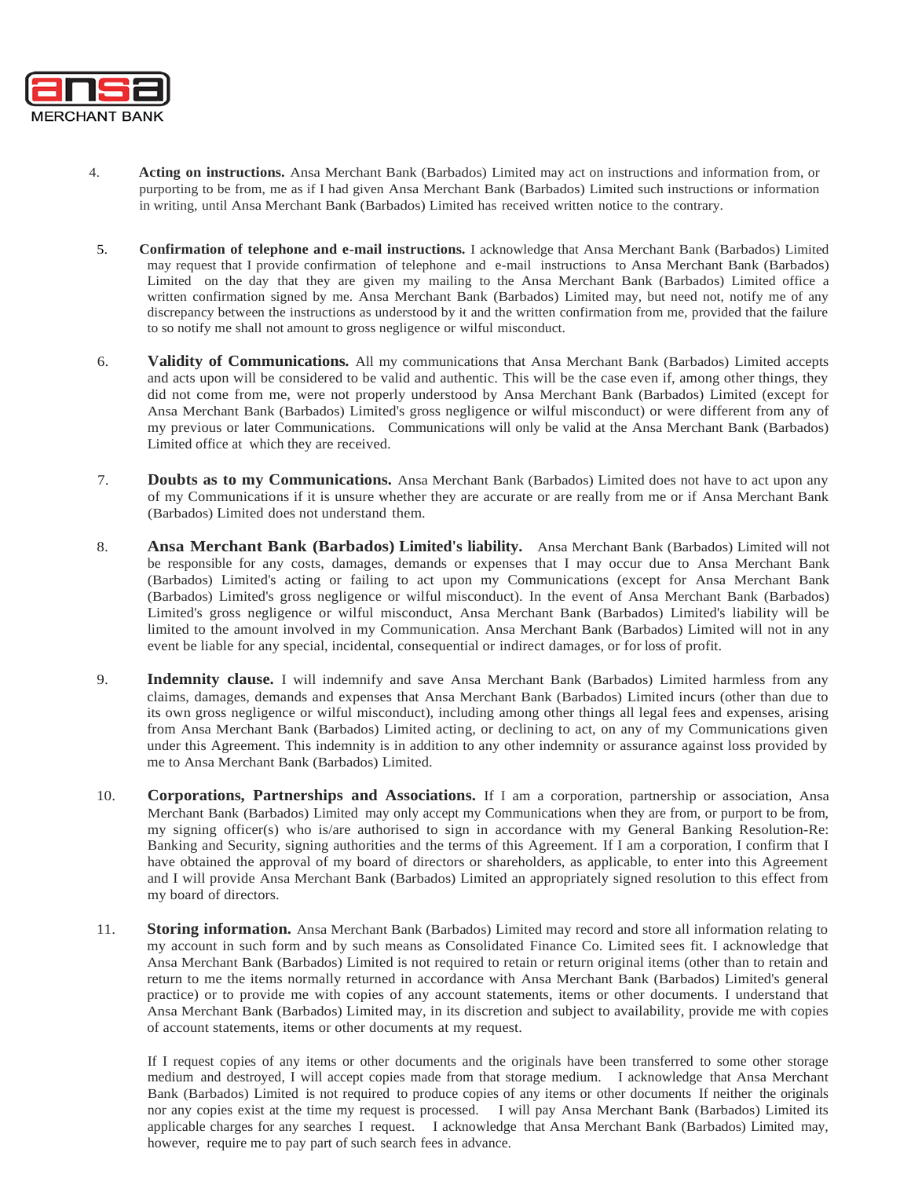4. **Acting on instructions.** Ansa Merchant Bank (Barbados) Limited may act on instructions and information from, or purporting to be from, me as if I had given Ansa Merchant Bank (Barbados) Limited such instructions or information in writing, until Ansa Merchant Bank (Barbados) Limited has received written notice to the contrary.

5. **Confirmation of telephone and e-mail instructions.** I acknowledge that Ansa Merchant Bank (Barbados) Limited may request that I provide confirmation of telephone and e-mail instructions to Ansa Merchant Bank (Barbados) Limited on the day that they are given my mailing to the Ansa Merchant Bank (Barbados) Limited office a written confirmation signed by me. Ansa Merchant Bank (Barbados) Limited may, but need not, notify me of any discrepancy between the instructions as understood by it and the written confirmation from me, provided that the failure to so notify me shall not amount to gross negligence or wilful misconduct.

6. **Validity of Communications.** All my communications that Ansa Merchant Bank (Barbados) Limited accepts and acts upon will be considered to be valid and authentic. This will be the case even if, among other things, they did not come from me, were not properly understood by Ansa Merchant Bank (Barbados) Limited (except for Ansa Merchant Bank (Barbados) Limited's gross negligence or wilful misconduct) or were different from any of my previous or later Communications. Communications will only be valid at the Ansa Merchant Bank (Barbados) Limited office at which they are received.

7. **Doubts as to my Communications.** Ansa Merchant Bank (Barbados) Limited does not have to act upon any of my Communications if it is unsure whether they are accurate or are really from me or if Ansa Merchant Bank (Barbados) Limited does not understand them.

8. **Ansa Merchant Bank (Barbados) Limited's liability.** Ansa Merchant Bank (Barbados) Limited will not be responsible for any costs, damages, demands or expenses that I may occur due to Ansa Merchant Bank (Barbados) Limited's acting or failing to act upon my Communications (except for Ansa Merchant Bank (Barbados) Limited's gross negligence or wilful misconduct). In the event of Ansa Merchant Bank (Barbados) Limited's gross negligence or wilful misconduct, Ansa Merchant Bank (Barbados) Limited's liability will be limited to the amount involved in my Communication. Ansa Merchant Bank (Barbados) Limited will not in any event be liable for any special, incidental, consequential or indirect damages, or for loss of profit.

9. **Indemnity clause.** I will indemnify and save Ansa Merchant Bank (Barbados) Limited harmless from any claims, damages, demands and expenses that Ansa Merchant Bank (Barbados) Limited incurs (other than due to its own gross negligence or wilful misconduct), including among other things all legal fees and expenses, arising from Ansa Merchant Bank (Barbados) Limited acting, or declining to act, on any of my Communications given under this Agreement. This indemnity is in addition to any other indemnity or assurance against loss provided by me to Ansa Merchant Bank (Barbados) Limited.

10. **Corporations, Partnerships and Associations.** If I am a corporation, partnership or association, Ansa Merchant Bank (Barbados) Limited may only accept my Communications when they are from, or purport to be from, my signing officer(s) who is/are authorised to sign in accordance with my General Banking Resolution-Re: Banking and Security, signing authorities and the terms of this Agreement. If I am a corporation, I confirm that I have obtained the approval of my board of directors or shareholders, as applicable, to enter into this Agreement and I will provide Ansa Merchant Bank (Barbados) Limited an appropriately signed resolution to this effect from my board of directors.

11. **Storing information.** Ansa Merchant Bank (Barbados) Limited may record and store all information relating to my account in such form and by such means as Consolidated Finance Co. Limited sees fit. I acknowledge that Ansa Merchant Bank (Barbados) Limited is not required to retain or return original items (other than to retain and return to me the items normally returned in accordance with Ansa Merchant Bank (Barbados) Limited's general practice) or to provide me with copies of any account statements, items or other documents. I understand that Ansa Merchant Bank (Barbados) Limited may, in its discretion and subject to availability, provide me with copies of account statements, items or other documents at my request.

    If I request copies of any items or other documents and the originals have been transferred to some other storage medium and destroyed, I will accept copies made from that storage medium. I acknowledge that Ansa Merchant Bank (Barbados) Limited is not required to produce copies of any items or other documents If neither the originals nor any copies exist at the time my request is processed. I will pay Ansa Merchant Bank (Barbados) Limited its applicable charges for any searches I request. I acknowledge that Ansa Merchant Bank (Barbados) Limited may, however, require me to pay part of such search fees in advance.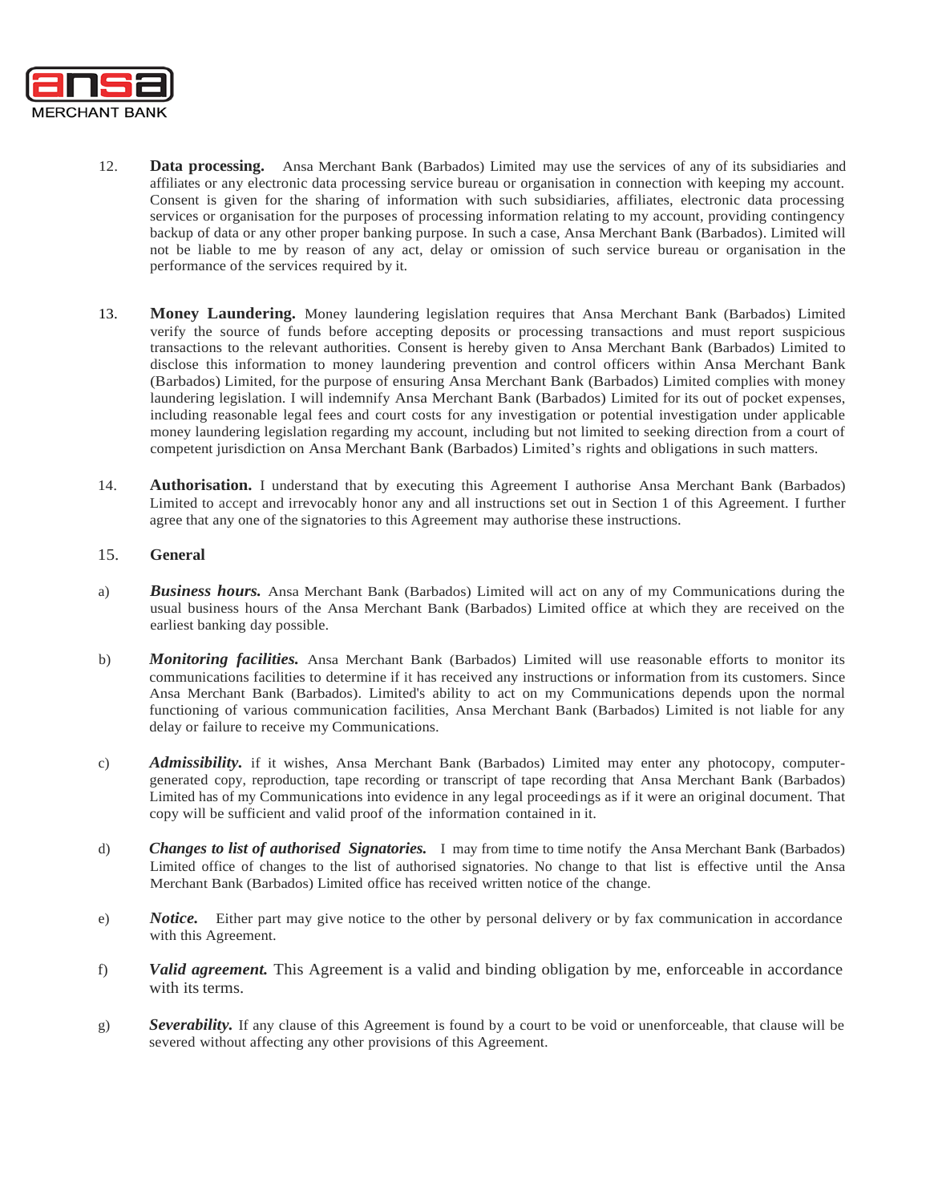12. **Data processing.** Ansa Merchant Bank (Barbados) Limited may use the services of any of its subsidiaries and affiliates or any electronic data processing service bureau or organisation in connection with keeping my account. Consent is given for the sharing of information with such subsidiaries, affiliates, electronic data processing services or organisation for the purposes of processing information relating to my account, providing contingency backup of data or any other proper banking purpose. In such a case, Ansa Merchant Bank (Barbados). Limited will not be liable to me by reason of any act, delay or omission of such service bureau or organisation in the performance of the services required by it.

13. **Money Laundering.** Money laundering legislation requires that Ansa Merchant Bank (Barbados) Limited verify the source of funds before accepting deposits or processing transactions and must report suspicious transactions to the relevant authorities. Consent is hereby given to Ansa Merchant Bank (Barbados) Limited to disclose this information to money laundering prevention and control officers within Ansa Merchant Bank (Barbados) Limited, for the purpose of ensuring Ansa Merchant Bank (Barbados) Limited complies with money laundering legislation. I will indemnify Ansa Merchant Bank (Barbados) Limited for its out of pocket expenses, including reasonable legal fees and court costs for any investigation or potential investigation under applicable money laundering legislation regarding my account, including but not limited to seeking direction from a court of competent jurisdiction on Ansa Merchant Bank (Barbados) Limited's rights and obligations in such matters.

14. **Authorisation.** I understand that by executing this Agreement I authorise Ansa Merchant Bank (Barbados) Limited to accept and irrevocably honor any and all instructions set out in Section 1 of this Agreement. I further agree that any one of the signatories to this Agreement may authorise these instructions.

15. **General**

a) ***Business hours.*** Ansa Merchant Bank (Barbados) Limited will act on any of my Communications during the usual business hours of the Ansa Merchant Bank (Barbados) Limited office at which they are received on the earliest banking day possible.

b) ***Monitoring facilities.*** Ansa Merchant Bank (Barbados) Limited will use reasonable efforts to monitor its communications facilities to determine if it has received any instructions or information from its customers. Since Ansa Merchant Bank (Barbados). Limited's ability to act on my Communications depends upon the normal functioning of various communication facilities, Ansa Merchant Bank (Barbados) Limited is not liable for any delay or failure to receive my Communications.

c) ***Admissibility.*** if it wishes, Ansa Merchant Bank (Barbados) Limited may enter any photocopy, computer-generated copy, reproduction, tape recording or transcript of tape recording that Ansa Merchant Bank (Barbados) Limited has of my Communications into evidence in any legal proceedings as if it were an original document. That copy will be sufficient and valid proof of the information contained in it.

d) ***Changes to list of authorised Signatories.*** I may from time to time notify the Ansa Merchant Bank (Barbados) Limited office of changes to the list of authorised signatories. No change to that list is effective until the Ansa Merchant Bank (Barbados) Limited office has received written notice of the change.

e) ***Notice.*** Either part may give notice to the other by personal delivery or by fax communication in accordance with this Agreement.

f) ***Valid agreement.*** This Agreement is a valid and binding obligation by me, enforceable in accordance with its terms.

g) ***Severability.*** If any clause of this Agreement is found by a court to be void or unenforceable, that clause will be severed without affecting any other provisions of this Agreement.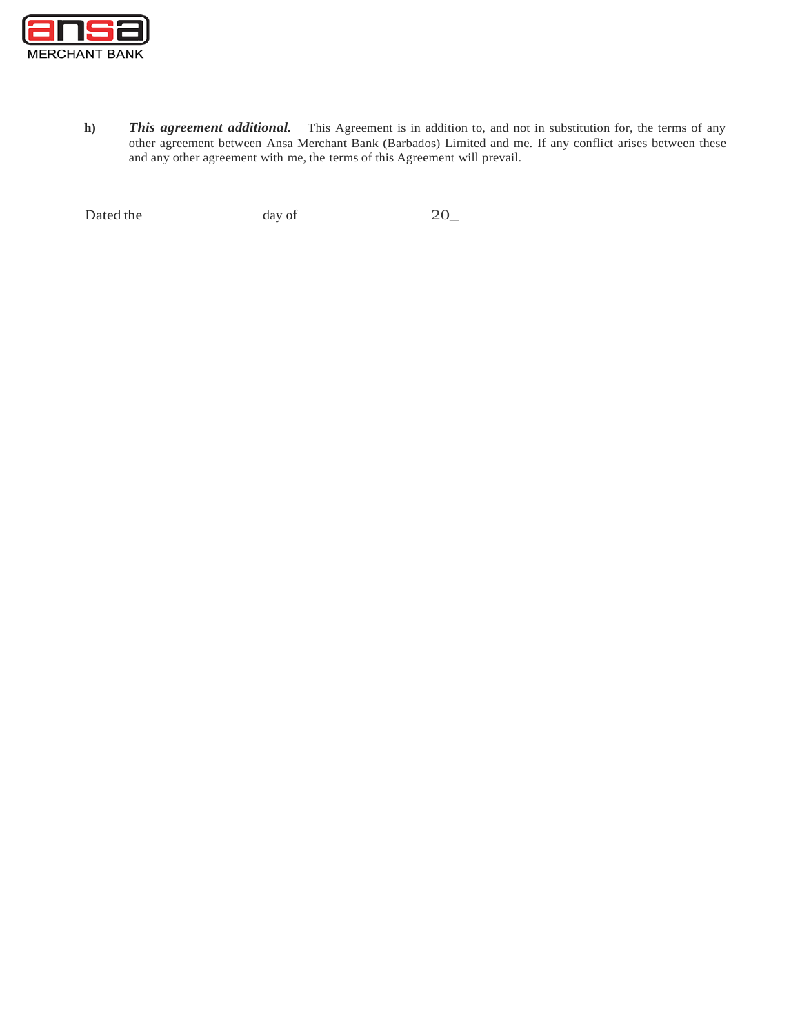**h)** ***This agreement additional.*** This Agreement is in addition to, and not in substitution for, the terms of any other agreement between Ansa Merchant Bank (Barbados) Limited and me. If any conflict arises between these and any other agreement with me, the terms of this Agreement will prevail.

Dated the________________day of_________________20_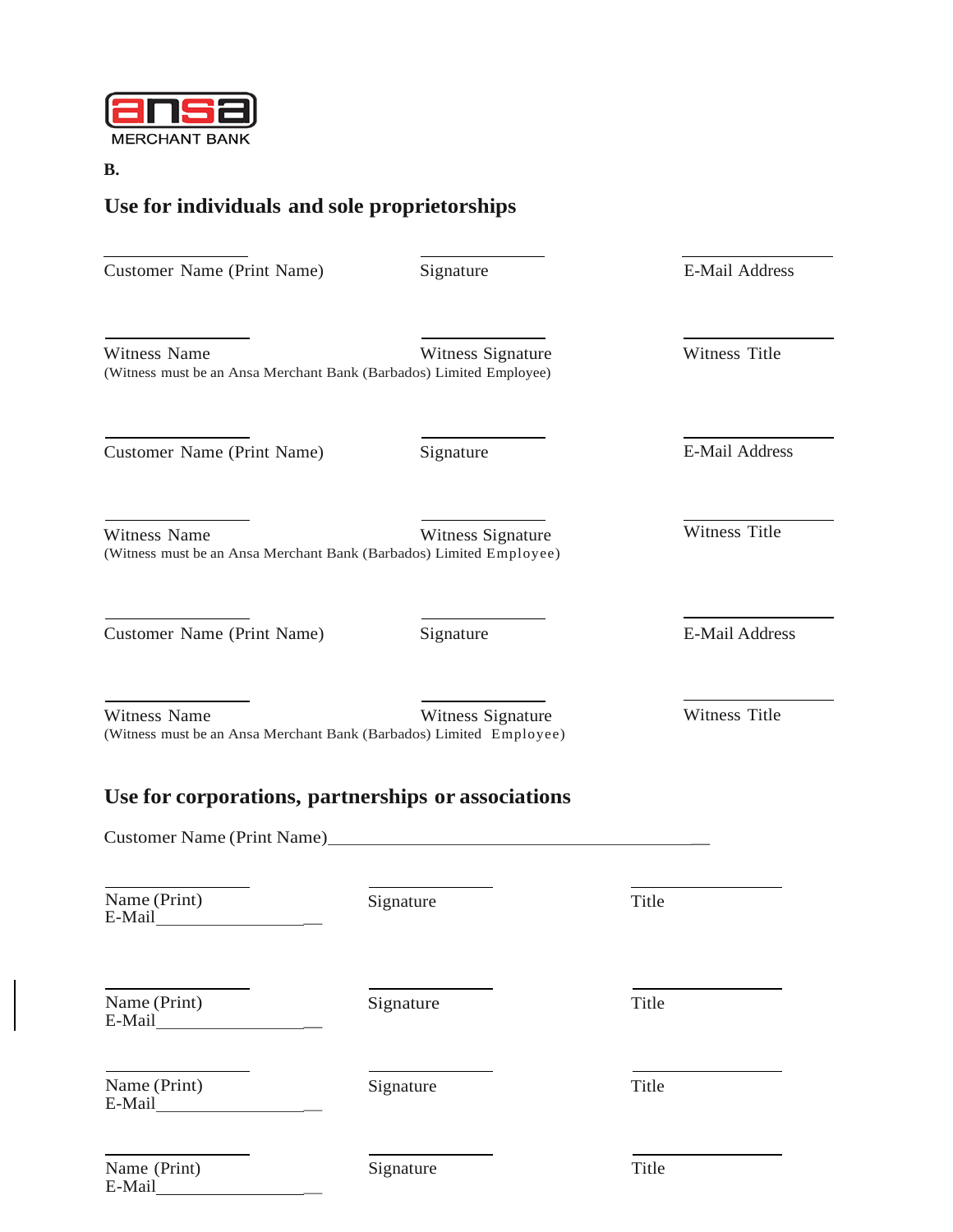ansa MERCHANT BANK

**B.**

## Use for individuals and sole proprietorships

| | | |
|---|---|---|
| Customer Name (Print Name) | Signature | E-Mail Address |
| Witness Name (Witness must be an Ansa Merchant Bank (Barbados) Limited Employee) | Witness Signature | Witness Title |
| Customer Name (Print Name) | Signature | E-Mail Address |
| Witness Name (Witness must be an Ansa Merchant Bank (Barbados) Limited Employee) | Witness Signature | Witness Title |
| Customer Name (Print Name) | Signature | E-Mail Address |
| Witness Name (Witness must be an Ansa Merchant Bank (Barbados) Limited Employee) | Witness Signature | Witness Title |

## Use for corporations, partnerships or associations

Customer Name (Print Name)____________________________________________

| | | |
|---|---|---|
| Name (Print) E-Mail____________________ | Signature | Title |
| Name (Print) E-Mail____________________ | Signature | Title |
| Name (Print) E-Mail____________________ | Signature | Title |
| Name (Print) E-Mail____________________ | Signature | Title |